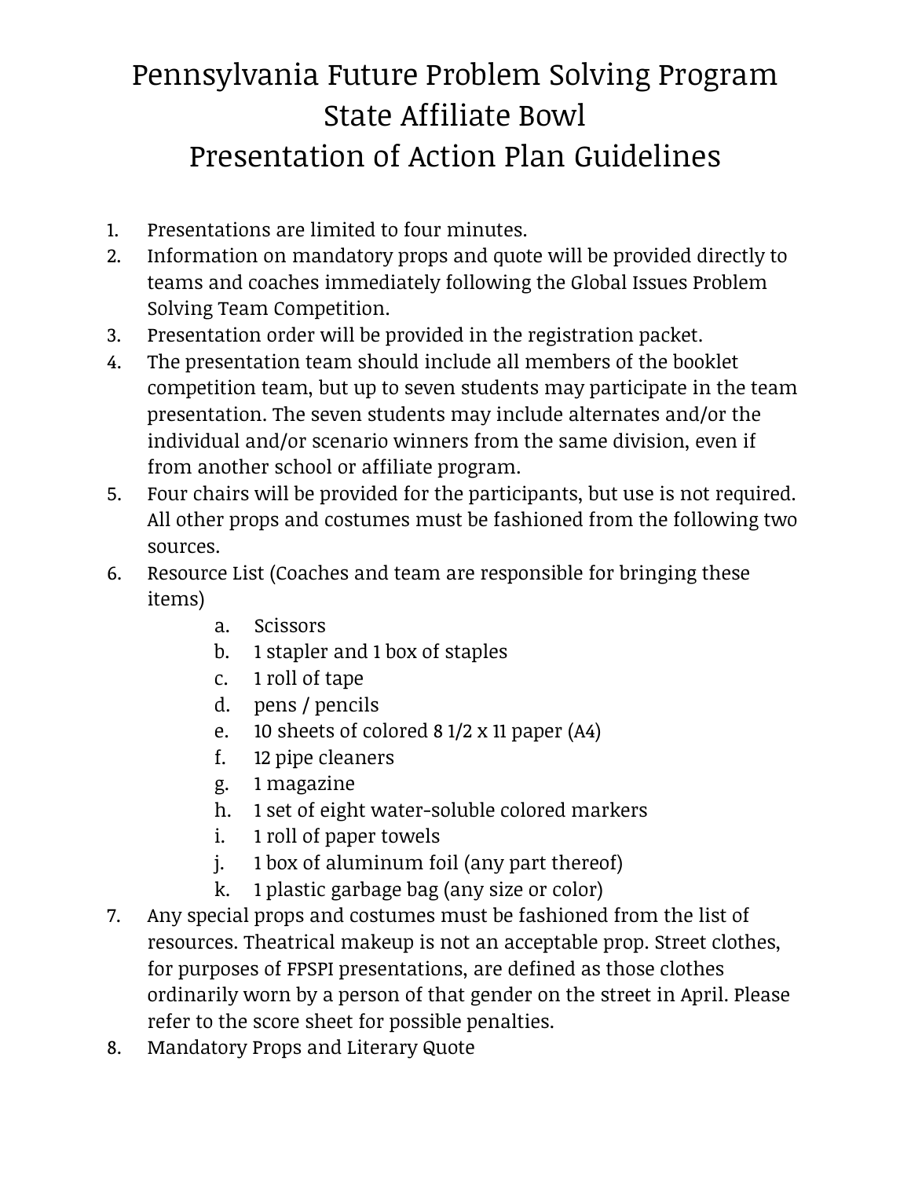# Pennsylvania Future Problem Solving Program
# State Affiliate Bowl
# Presentation of Action Plan Guidelines

1. Presentations are limited to four minutes.
2. Information on mandatory props and quote will be provided directly to teams and coaches immediately following the Global Issues Problem Solving Team Competition.
3. Presentation order will be provided in the registration packet.
4. The presentation team should include all members of the booklet competition team, but up to seven students may participate in the team presentation. The seven students may include alternates and/or the individual and/or scenario winners from the same division, even if from another school or affiliate program.
5. Four chairs will be provided for the participants, but use is not required. All other props and costumes must be fashioned from the following two sources.
6. Resource List (Coaches and team are responsible for bringing these items)
   a. Scissors
   b. 1 stapler and 1 box of staples
   c. 1 roll of tape
   d. pens / pencils
   e. 10 sheets of colored 8 1/2 x 11 paper (A4)
   f. 12 pipe cleaners
   g. 1 magazine
   h. 1 set of eight water-soluble colored markers
   i. 1 roll of paper towels
   j. 1 box of aluminum foil (any part thereof)
   k. 1 plastic garbage bag (any size or color)
7. Any special props and costumes must be fashioned from the list of resources. Theatrical makeup is not an acceptable prop. Street clothes, for purposes of FPSPI presentations, are defined as those clothes ordinarily worn by a person of that gender on the street in April. Please refer to the score sheet for possible penalties.
8. Mandatory Props and Literary Quote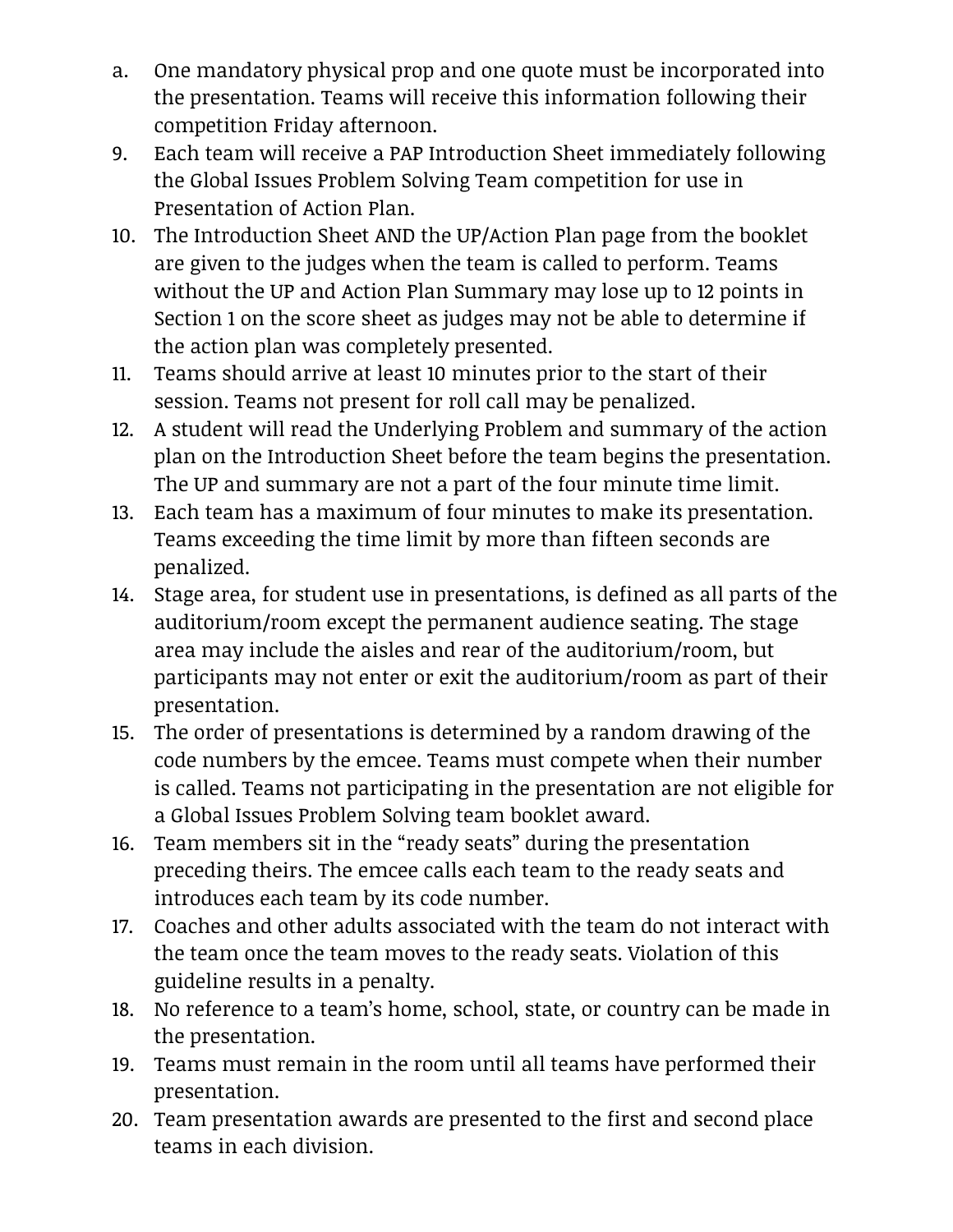a. One mandatory physical prop and one quote must be incorporated into the presentation. Teams will receive this information following their competition Friday afternoon.

9. Each team will receive a PAP Introduction Sheet immediately following the Global Issues Problem Solving Team competition for use in Presentation of Action Plan.
10. The Introduction Sheet AND the UP/Action Plan page from the booklet are given to the judges when the team is called to perform. Teams without the UP and Action Plan Summary may lose up to 12 points in Section 1 on the score sheet as judges may not be able to determine if the action plan was completely presented.
11. Teams should arrive at least 10 minutes prior to the start of their session. Teams not present for roll call may be penalized.
12. A student will read the Underlying Problem and summary of the action plan on the Introduction Sheet before the team begins the presentation. The UP and summary are not a part of the four minute time limit.
13. Each team has a maximum of four minutes to make its presentation. Teams exceeding the time limit by more than fifteen seconds are penalized.
14. Stage area, for student use in presentations, is defined as all parts of the auditorium/room except the permanent audience seating. The stage area may include the aisles and rear of the auditorium/room, but participants may not enter or exit the auditorium/room as part of their presentation.
15. The order of presentations is determined by a random drawing of the code numbers by the emcee. Teams must compete when their number is called. Teams not participating in the presentation are not eligible for a Global Issues Problem Solving team booklet award.
16. Team members sit in the "ready seats" during the presentation preceding theirs. The emcee calls each team to the ready seats and introduces each team by its code number.
17. Coaches and other adults associated with the team do not interact with the team once the team moves to the ready seats. Violation of this guideline results in a penalty.
18. No reference to a team's home, school, state, or country can be made in the presentation.
19. Teams must remain in the room until all teams have performed their presentation.
20. Team presentation awards are presented to the first and second place teams in each division.